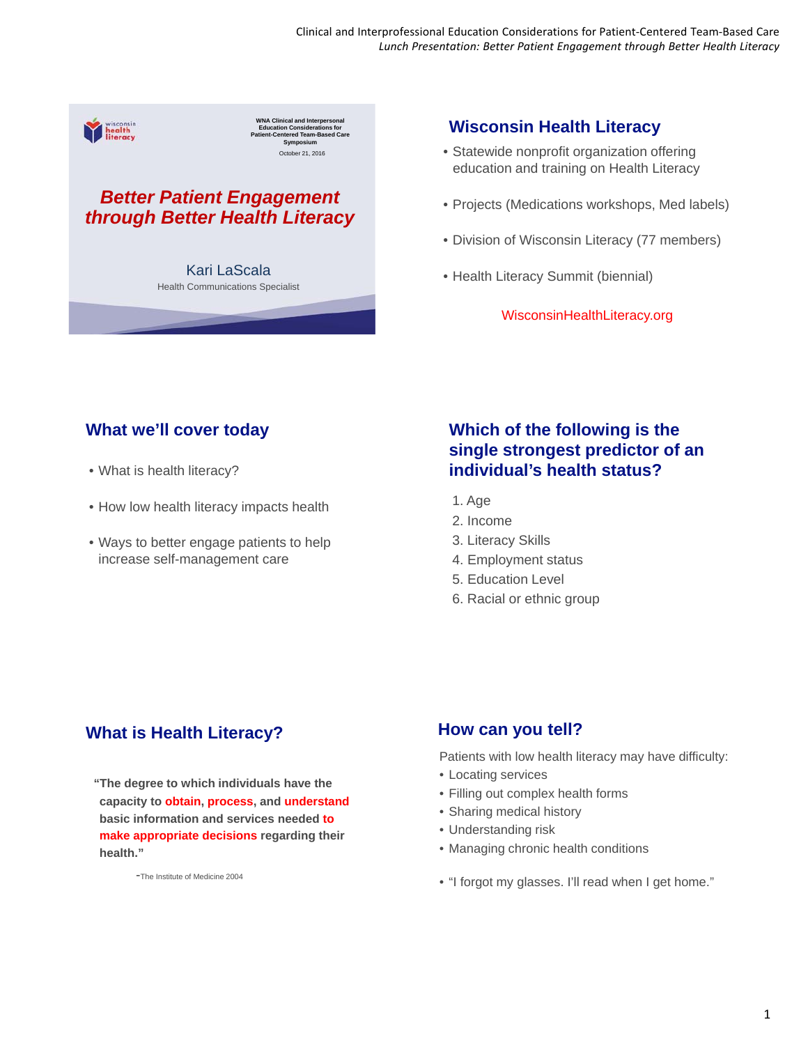WNA Clinical and Interpersonal Education Considerations for Patient-Centered Team-Based Care Symposium

October 21, 2016

# Better Patient Engagement through Better Health Literacy

Kari LaScala

Health Communications Specialist

## Wisconsin Health Literacy

- Statewide nonprofit organization offering education and training on Health Literacy
- Projects (Medications workshops, Med labels)
- Division of Wisconsin Literacy (77 members)
- Health Literacy Summit (biennial)

WisconsinHealthLiteracy.org

## What we'll cover today

- What is health literacy?
- How low health literacy impacts health
- Ways to better engage patients to help increase self-management care

## Which of the following is the single strongest predictor of an individual's health status?

1. Age
2. Income
3. Literacy Skills
4. Employment status
5. Education Level
6. Racial or ethnic group

## What is Health Literacy?

**"The degree to which individuals have the capacity to obtain, process, and understand basic information and services needed to make appropriate decisions regarding their health."**

-The Institute of Medicine 2004

## How can you tell?

Patients with low health literacy may have difficulty:

- Locating services
- Filling out complex health forms
- Sharing medical history
- Understanding risk
- Managing chronic health conditions

- "I forgot my glasses. I'll read when I get home."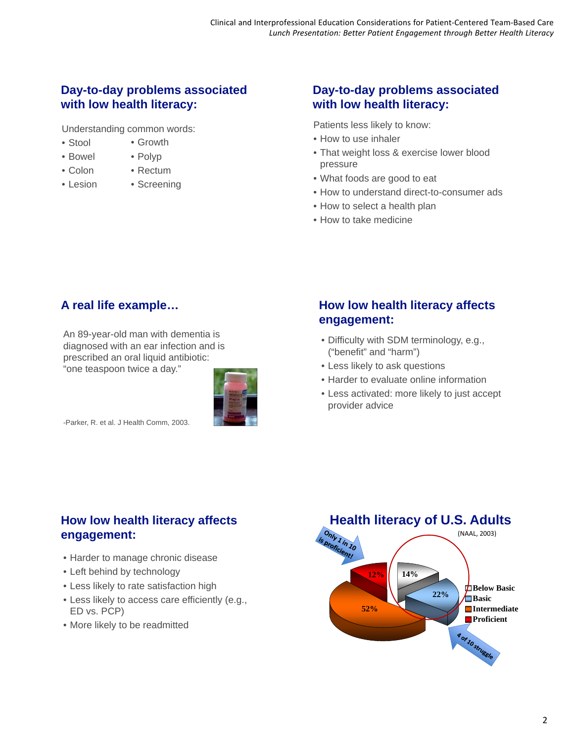## Day-to-day problems associated with low health literacy:

Understanding common words:

- Stool
- Bowel
- Colon
- Lesion
- Growth
- Polyp
- Rectum
- Screening

## Day-to-day problems associated with low health literacy:

Patients less likely to know:

- How to use inhaler
- That weight loss & exercise lower blood pressure
- What foods are good to eat
- How to understand direct-to-consumer ads
- How to select a health plan
- How to take medicine

## A real life example…

An 89-year-old man with dementia is diagnosed with an ear infection and is prescribed an oral liquid antibiotic: "one teaspoon twice a day."

-Parker, R. et al. J Health Comm, 2003.

## How low health literacy affects engagement:

- Difficulty with SDM terminology, e.g., ("benefit" and "harm")
- Less likely to ask questions
- Harder to evaluate online information
- Less activated: more likely to just accept provider advice

## How low health literacy affects engagement:

- Harder to manage chronic disease
- Left behind by technology
- Less likely to rate satisfaction high
- Less likely to access care efficiently (e.g., ED vs. PCP)
- More likely to be readmitted

## Health literacy of U.S. Adults

(NAAL, 2003)

Only 1 in 10 is proficient!

4 of 10 struggle

| Level | Percent |
| --- | --- |
| Below Basic | 14% |
| Basic | 22% |
| Intermediate | 52% |
| Proficient | 12% |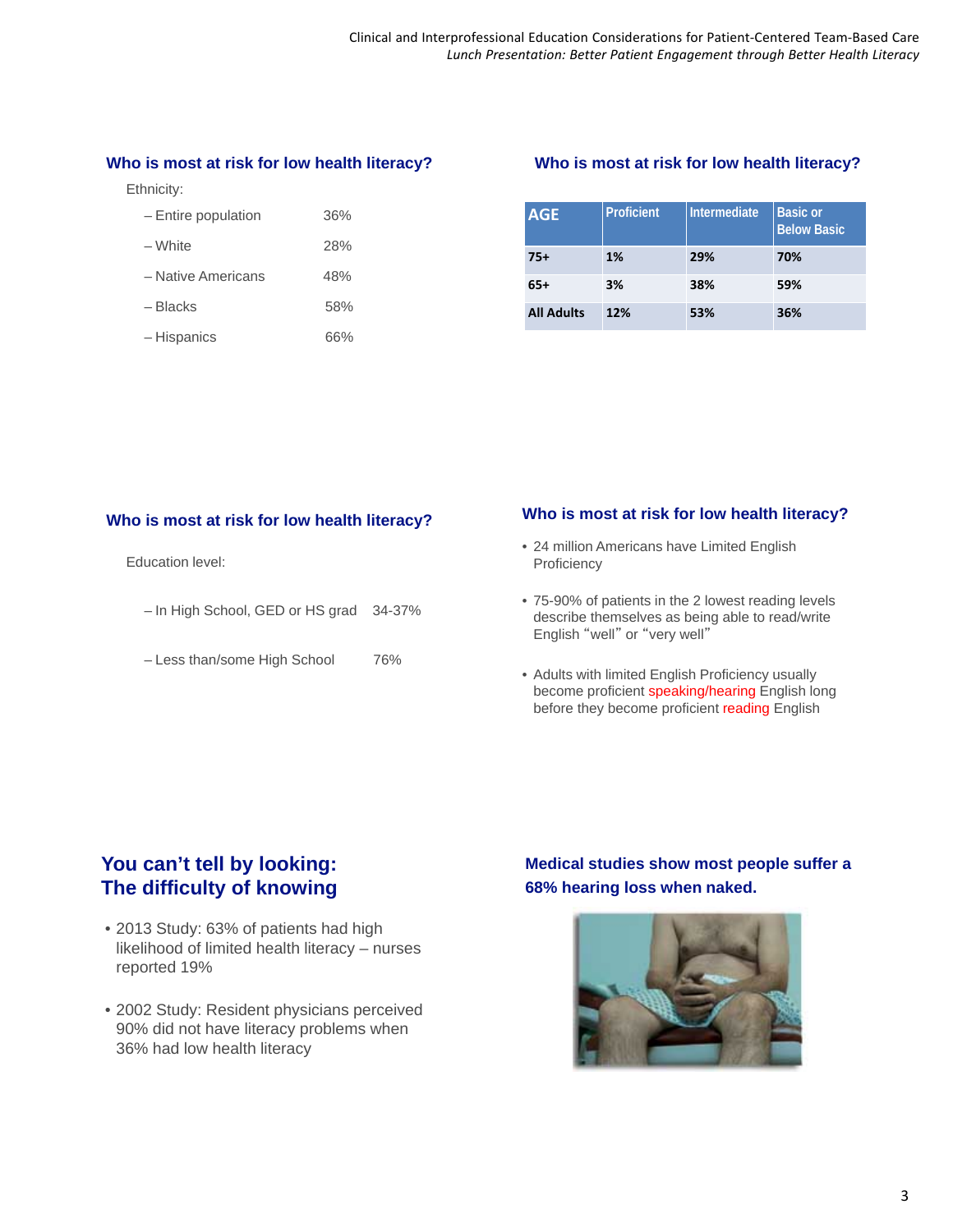## Who is most at risk for low health literacy?

Ethnicity:

- Entire population 36%
- White 28%
- Native Americans 48%
- Blacks 58%
- Hispanics 66%

## Who is most at risk for low health literacy?

| AGE | Proficient | Intermediate | Basic or Below Basic |
|---|---|---|---|
| 75+ | 1% | 29% | 70% |
| 65+ | 3% | 38% | 59% |
| All Adults | 12% | 53% | 36% |

## Who is most at risk for low health literacy?

Education level:

- In High School, GED or HS grad 34-37%
- Less than/some High School 76%

## Who is most at risk for low health literacy?

- 24 million Americans have Limited English Proficiency
- 75-90% of patients in the 2 lowest reading levels describe themselves as being able to read/write English "well" or "very well"
- Adults with limited English Proficiency usually become proficient speaking/hearing English long before they become proficient reading English

## You can't tell by looking: The difficulty of knowing

- 2013 Study: 63% of patients had high likelihood of limited health literacy – nurses reported 19%
- 2002 Study: Resident physicians perceived 90% did not have literacy problems when 36% had low health literacy

## Medical studies show most people suffer a 68% hearing loss when naked.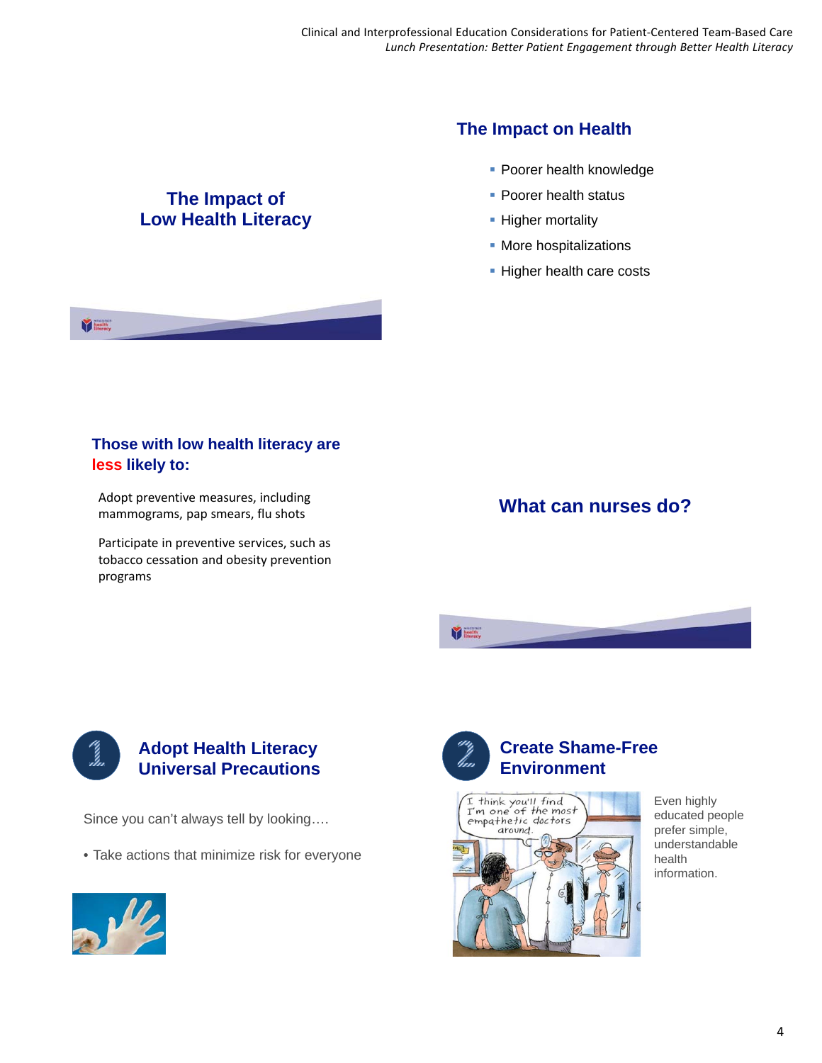## The Impact of Low Health Literacy

## The Impact on Health

- Poorer health knowledge
- Poorer health status
- Higher mortality
- More hospitalizations
- Higher health care costs

### Those with low health literacy are **less** likely to:

Adopt preventive measures, including mammograms, pap smears, flu shots

Participate in preventive services, such as tobacco cessation and obesity prevention programs

## What can nurses do?

### 1 Adopt Health Literacy Universal Precautions

Since you can't always tell by looking….

- Take actions that minimize risk for everyone

### 2 Create Shame-Free Environment

Even highly educated people prefer simple, understandable health information.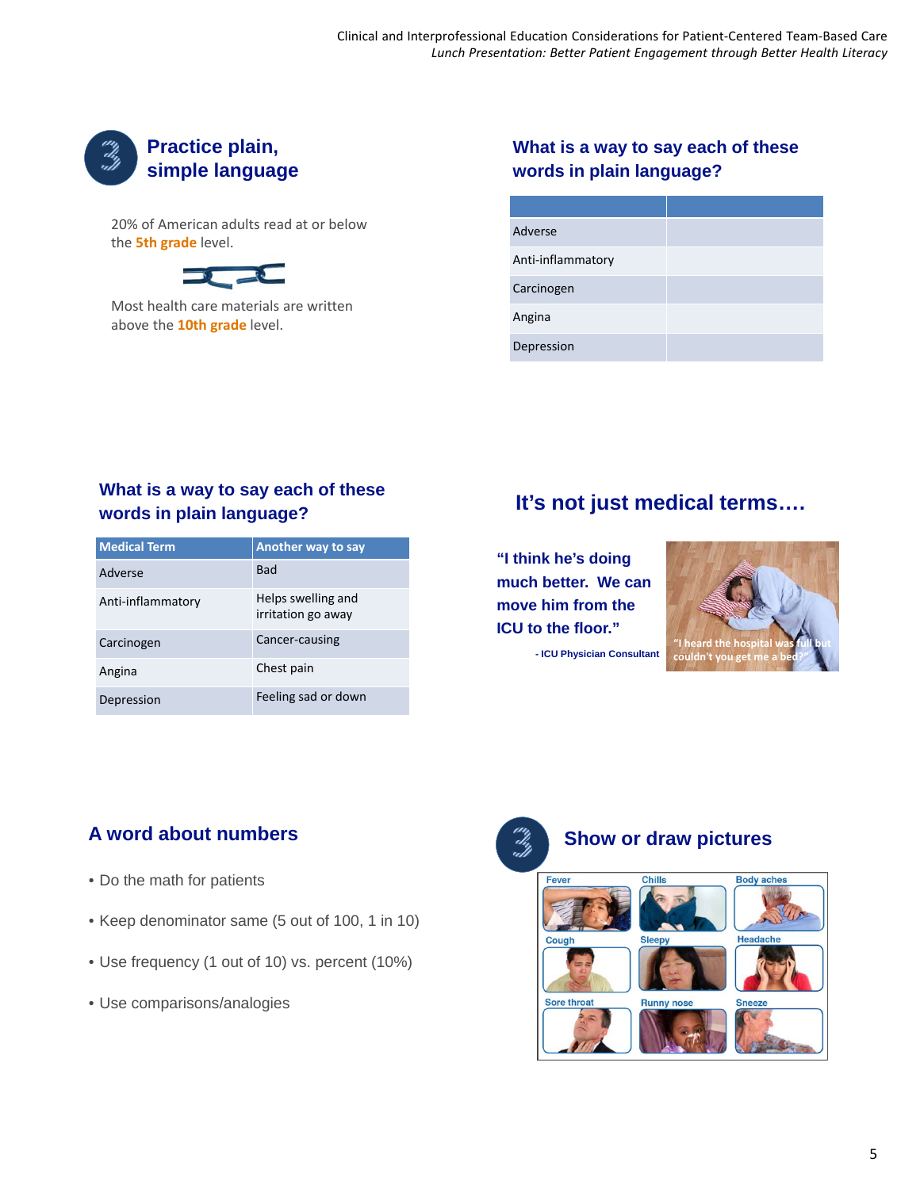## Practice plain, simple language

20% of American adults read at or below the **5th grade** level.

Most health care materials are written above the **10th grade** level.

## What is a way to say each of these words in plain language?

| | |
|---|---|
| Adverse | |
| Anti-inflammatory | |
| Carcinogen | |
| Angina | |
| Depression | |

## What is a way to say each of these words in plain language?

| Medical Term | Another way to say |
|---|---|
| Adverse | Bad |
| Anti-inflammatory | Helps swelling and irritation go away |
| Carcinogen | Cancer-causing |
| Angina | Chest pain |
| Depression | Feeling sad or down |

## It's not just medical terms….

**"I think he's doing much better. We can move him from the ICU to the floor."**

- ICU Physician Consultant

"I heard the hospital was full but couldn't you get me a bed?"

## A word about numbers

- Do the math for patients
- Keep denominator same (5 out of 100, 1 in 10)
- Use frequency (1 out of 10) vs. percent (10%)
- Use comparisons/analogies

## Show or draw pictures

Fever, Chills, Body aches, Cough, Sleepy, Headache, Sore throat, Runny nose, Sneeze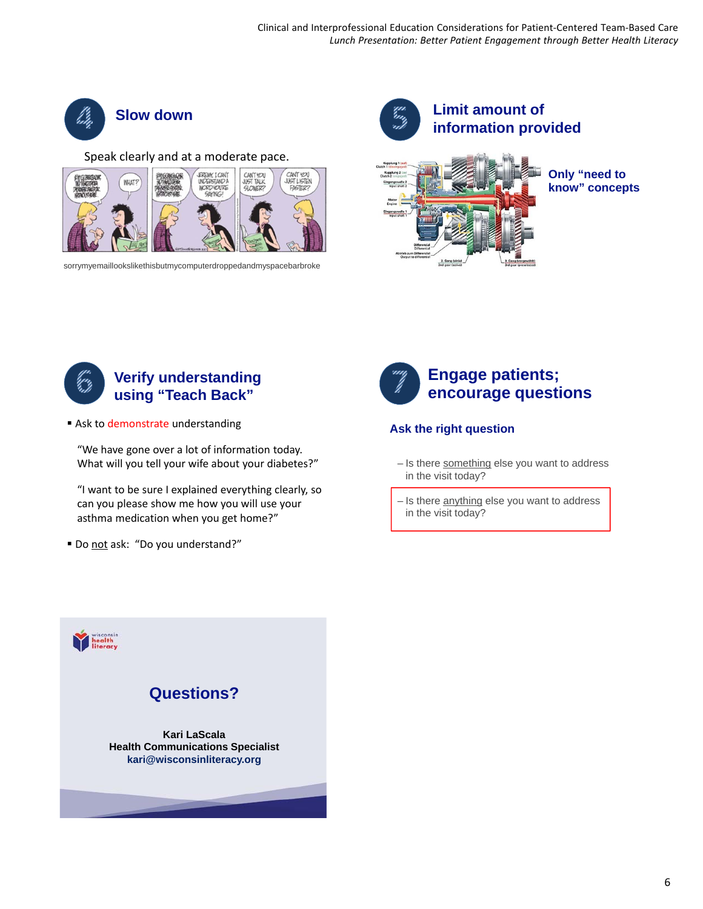## 4 Slow down

Speak clearly and at a moderate pace.

sorrymyemaillookslikethisbutmycomputerdroppedandmyspacebarbroke

## 5 Limit amount of information provided

**Only "need to know" concepts**

## 6 Verify understanding using "Teach Back"

- Ask to demonstrate understanding

  "We have gone over a lot of information today. What will you tell your wife about your diabetes?"

  "I want to be sure I explained everything clearly, so can you please show me how you will use your asthma medication when you get home?"

- Do not ask: "Do you understand?"

## 7 Engage patients; encourage questions

### Ask the right question

– Is there something else you want to address in the visit today?

– Is there anything else you want to address in the visit today?

## Questions?

**Kari LaScala**
**Health Communications Specialist**
**kari@wisconsinliteracy.org**